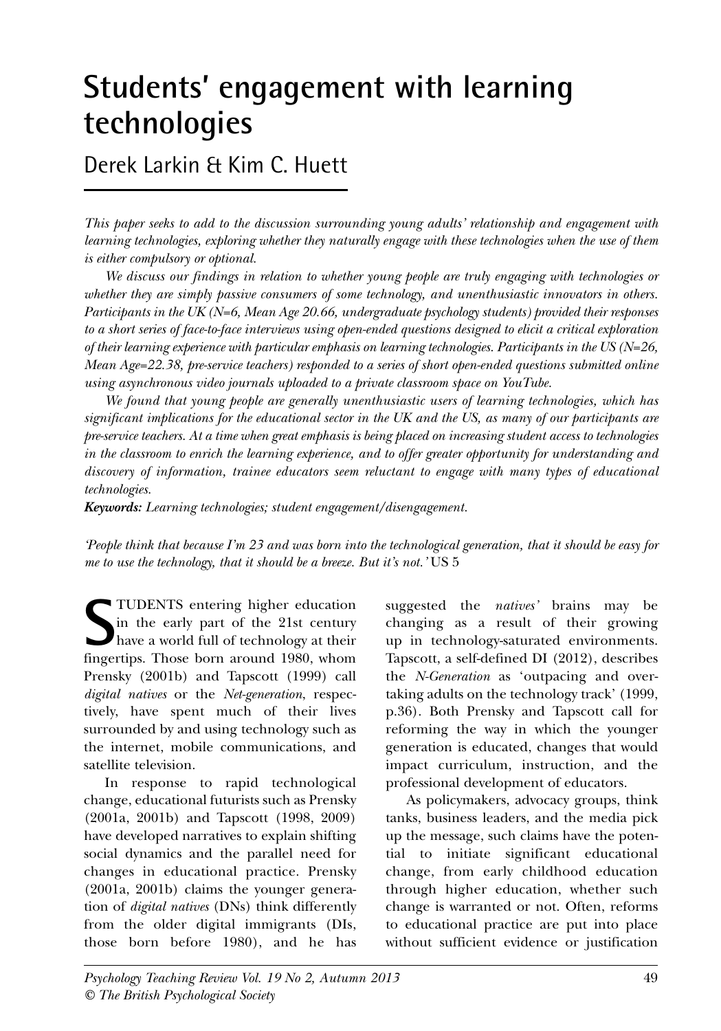# Students' engagement with learning technologies

## Derek Larkin & Kim C. Huett

*This paper seeks to add to the discussion surrounding young adults' relationship and engagement with learning technologies, exploring whether they naturally engage with these technologies when the use of them is either compulsory or optional.*

*We discuss our findings in relation to whether young people are truly engaging with technologies or whether they are simply passive consumers of some technology, and unenthusiastic innovators in others. Participants in the UK (N=6, Mean Age 20.66, undergraduate psychology students) provided their responses to a short series of face-to-face interviews using open-ended questions designed to elicit a critical exploration of their learning experience with particular emphasis on learning technologies. Participants in the US (N=26, Mean Age=22.38, pre-service teachers) responded to a series of short open-ended questions submitted online using asynchronous video journals uploaded to a private classroom space on YouTube.*

*We found that young people are generally unenthusiastic users of learning technologies, which has significant implications for the educational sector in the UK and the US, as many of our participants are pre-service teachers. At a time when great emphasis is being placed on increasing student access to technologies in the classroom to enrich the learning experience, and to offer greater opportunity for understanding and discovery of information, trainee educators seem reluctant to engage with many types of educational technologies.*

***Keywords:*** *Learning technologies; student engagement/disengagement.*

*'People think that because I'm 23 and was born into the technological generation, that it should be easy for me to use the technology, that it should be a breeze. But it's not.'* US 5

STUDENTS entering higher education in the early part of the 21st century have a world full of technology at their fingertips. Those born around 1980, whom Prensky (2001b) and Tapscott (1999) call *digital natives* or the *Net-generation*, respectively, have spent much of their lives surrounded by and using technology such as the internet, mobile communications, and satellite television.

In response to rapid technological change, educational futurists such as Prensky (2001a, 2001b) and Tapscott (1998, 2009) have developed narratives to explain shifting social dynamics and the parallel need for changes in educational practice. Prensky (2001a, 2001b) claims the younger generation of *digital natives* (DNs) think differently from the older digital immigrants (DIs, those born before 1980), and he has suggested the *natives'* brains may be changing as a result of their growing up in technology-saturated environments. Tapscott, a self-defined DI (2012), describes the *N-Generation* as 'outpacing and overtaking adults on the technology track' (1999, p.36). Both Prensky and Tapscott call for reforming the way in which the younger generation is educated, changes that would impact curriculum, instruction, and the professional development of educators.

As policymakers, advocacy groups, think tanks, business leaders, and the media pick up the message, such claims have the potential to initiate significant educational change, from early childhood education through higher education, whether such change is warranted or not. Often, reforms to educational practice are put into place without sufficient evidence or justification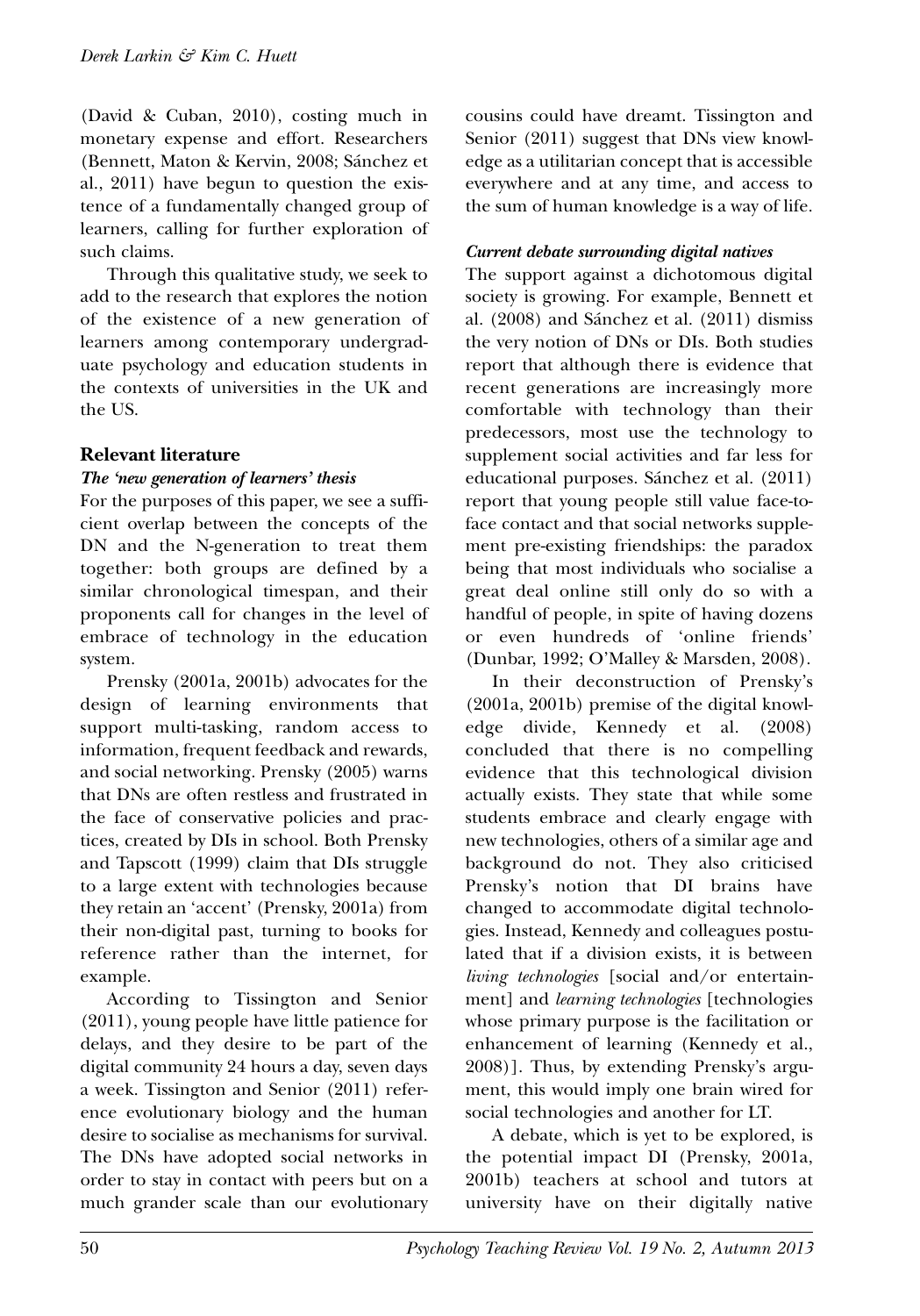(David & Cuban, 2010), costing much in monetary expense and effort. Researchers (Bennett, Maton & Kervin, 2008; Sánchez et al., 2011) have begun to question the existence of a fundamentally changed group of learners, calling for further exploration of such claims.

Through this qualitative study, we seek to add to the research that explores the notion of the existence of a new generation of learners among contemporary undergraduate psychology and education students in the contexts of universities in the UK and the US.

## Relevant literature

### *The 'new generation of learners' thesis*

For the purposes of this paper, we see a sufficient overlap between the concepts of the DN and the N-generation to treat them together: both groups are defined by a similar chronological timespan, and their proponents call for changes in the level of embrace of technology in the education system.

Prensky (2001a, 2001b) advocates for the design of learning environments that support multi-tasking, random access to information, frequent feedback and rewards, and social networking. Prensky (2005) warns that DNs are often restless and frustrated in the face of conservative policies and practices, created by DIs in school. Both Prensky and Tapscott (1999) claim that DIs struggle to a large extent with technologies because they retain an 'accent' (Prensky, 2001a) from their non-digital past, turning to books for reference rather than the internet, for example.

According to Tissington and Senior (2011), young people have little patience for delays, and they desire to be part of the digital community 24 hours a day, seven days a week. Tissington and Senior (2011) reference evolutionary biology and the human desire to socialise as mechanisms for survival. The DNs have adopted social networks in order to stay in contact with peers but on a much grander scale than our evolutionary cousins could have dreamt. Tissington and Senior (2011) suggest that DNs view knowledge as a utilitarian concept that is accessible everywhere and at any time, and access to the sum of human knowledge is a way of life.

### *Current debate surrounding digital natives*

The support against a dichotomous digital society is growing. For example, Bennett et al. (2008) and Sánchez et al. (2011) dismiss the very notion of DNs or DIs. Both studies report that although there is evidence that recent generations are increasingly more comfortable with technology than their predecessors, most use the technology to supplement social activities and far less for educational purposes. Sánchez et al. (2011) report that young people still value face-to-face contact and that social networks supplement pre-existing friendships: the paradox being that most individuals who socialise a great deal online still only do so with a handful of people, in spite of having dozens or even hundreds of 'online friends' (Dunbar, 1992; O'Malley & Marsden, 2008).

In their deconstruction of Prensky's (2001a, 2001b) premise of the digital knowledge divide, Kennedy et al. (2008) concluded that there is no compelling evidence that this technological division actually exists. They state that while some students embrace and clearly engage with new technologies, others of a similar age and background do not. They also criticised Prensky's notion that DI brains have changed to accommodate digital technologies. Instead, Kennedy and colleagues postulated that if a division exists, it is between *living technologies* [social and/or entertainment] and *learning technologies* [technologies whose primary purpose is the facilitation or enhancement of learning (Kennedy et al., 2008)]. Thus, by extending Prensky's argument, this would imply one brain wired for social technologies and another for LT.

A debate, which is yet to be explored, is the potential impact DI (Prensky, 2001a, 2001b) teachers at school and tutors at university have on their digitally native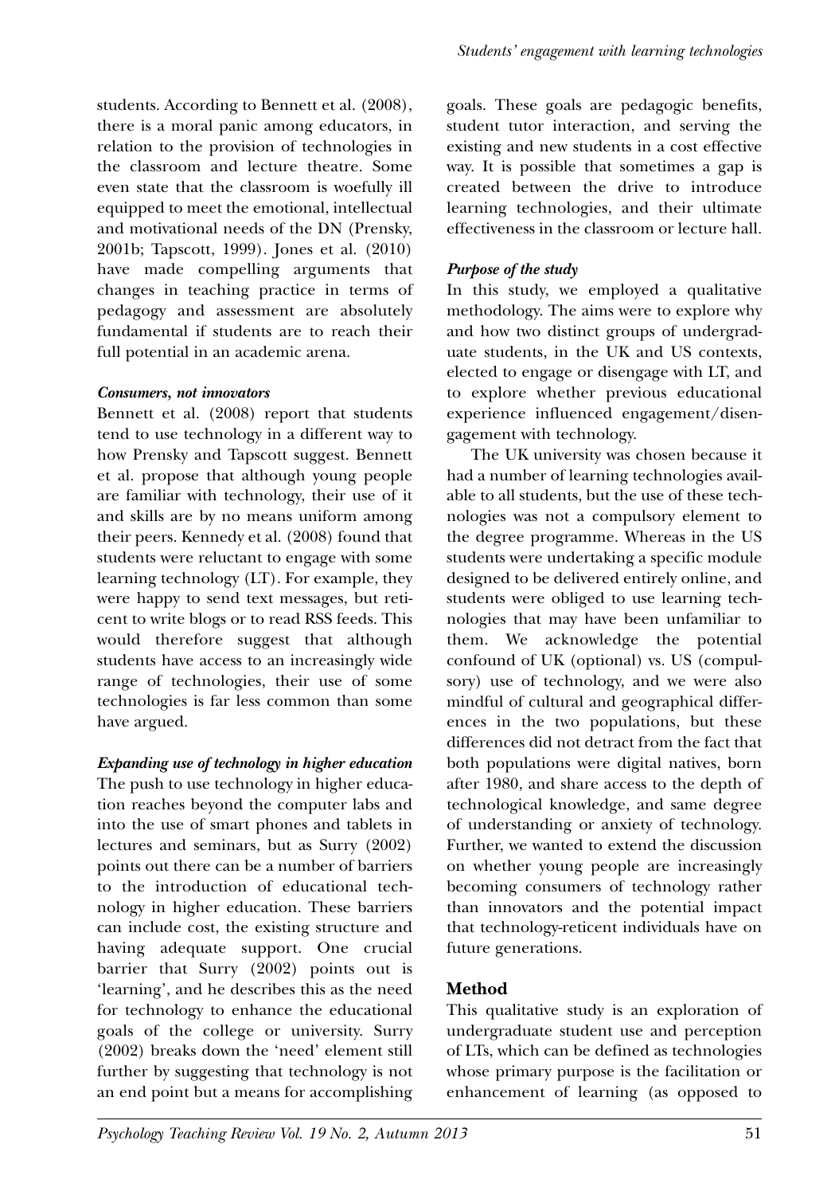students. According to Bennett et al. (2008), there is a moral panic among educators, in relation to the provision of technologies in the classroom and lecture theatre. Some even state that the classroom is woefully ill equipped to meet the emotional, intellectual and motivational needs of the DN (Prensky, 2001b; Tapscott, 1999). Jones et al. (2010) have made compelling arguments that changes in teaching practice in terms of pedagogy and assessment are absolutely fundamental if students are to reach their full potential in an academic arena.

### *Consumers, not innovators*

Bennett et al. (2008) report that students tend to use technology in a different way to how Prensky and Tapscott suggest. Bennett et al. propose that although young people are familiar with technology, their use of it and skills are by no means uniform among their peers. Kennedy et al. (2008) found that students were reluctant to engage with some learning technology (LT). For example, they were happy to send text messages, but reticent to write blogs or to read RSS feeds. This would therefore suggest that although students have access to an increasingly wide range of technologies, their use of some technologies is far less common than some have argued.

### *Expanding use of technology in higher education*

The push to use technology in higher education reaches beyond the computer labs and into the use of smart phones and tablets in lectures and seminars, but as Surry (2002) points out there can be a number of barriers to the introduction of educational technology in higher education. These barriers can include cost, the existing structure and having adequate support. One crucial barrier that Surry (2002) points out is 'learning', and he describes this as the need for technology to enhance the educational goals of the college or university. Surry (2002) breaks down the 'need' element still further by suggesting that technology is not an end point but a means for accomplishing goals. These goals are pedagogic benefits, student tutor interaction, and serving the existing and new students in a cost effective way. It is possible that sometimes a gap is created between the drive to introduce learning technologies, and their ultimate effectiveness in the classroom or lecture hall.

### *Purpose of the study*

In this study, we employed a qualitative methodology. The aims were to explore why and how two distinct groups of undergraduate students, in the UK and US contexts, elected to engage or disengage with LT, and to explore whether previous educational experience influenced engagement/disengagement with technology.

The UK university was chosen because it had a number of learning technologies available to all students, but the use of these technologies was not a compulsory element to the degree programme. Whereas in the US students were undertaking a specific module designed to be delivered entirely online, and students were obliged to use learning technologies that may have been unfamiliar to them. We acknowledge the potential confound of UK (optional) vs. US (compulsory) use of technology, and we were also mindful of cultural and geographical differences in the two populations, but these differences did not detract from the fact that both populations were digital natives, born after 1980, and share access to the depth of technological knowledge, and same degree of understanding or anxiety of technology. Further, we wanted to extend the discussion on whether young people are increasingly becoming consumers of technology rather than innovators and the potential impact that technology-reticent individuals have on future generations.

## Method

This qualitative study is an exploration of undergraduate student use and perception of LTs, which can be defined as technologies whose primary purpose is the facilitation or enhancement of learning (as opposed to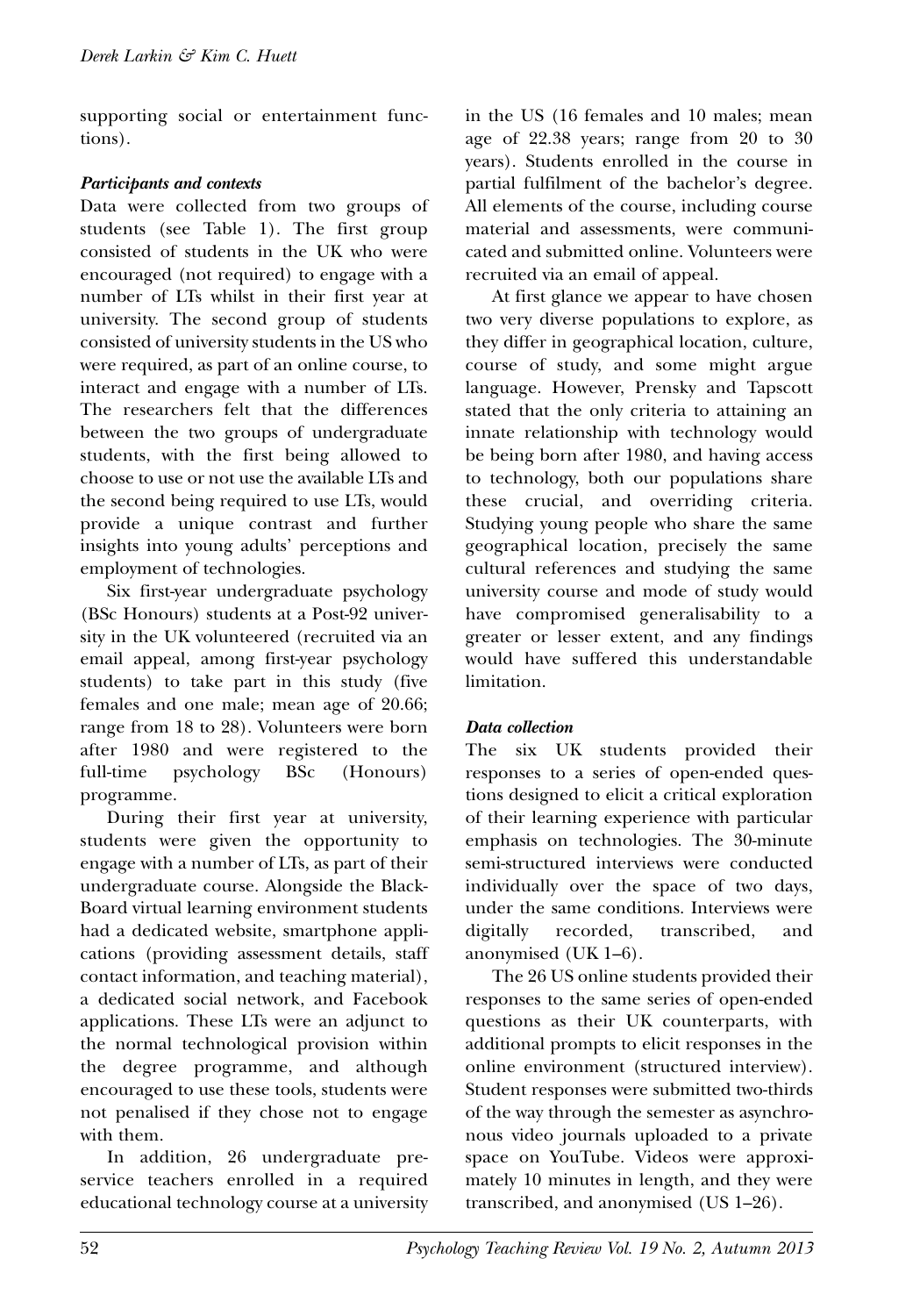supporting social or entertainment functions).

### *Participants and contexts*

Data were collected from two groups of students (see Table 1). The first group consisted of students in the UK who were encouraged (not required) to engage with a number of LTs whilst in their first year at university. The second group of students consisted of university students in the US who were required, as part of an online course, to interact and engage with a number of LTs. The researchers felt that the differences between the two groups of undergraduate students, with the first being allowed to choose to use or not use the available LTs and the second being required to use LTs, would provide a unique contrast and further insights into young adults' perceptions and employment of technologies.

Six first-year undergraduate psychology (BSc Honours) students at a Post-92 university in the UK volunteered (recruited via an email appeal, among first-year psychology students) to take part in this study (five females and one male; mean age of 20.66; range from 18 to 28). Volunteers were born after 1980 and were registered to the full-time psychology BSc (Honours) programme.

During their first year at university, students were given the opportunity to engage with a number of LTs, as part of their undergraduate course. Alongside the BlackBoard virtual learning environment students had a dedicated website, smartphone applications (providing assessment details, staff contact information, and teaching material), a dedicated social network, and Facebook applications. These LTs were an adjunct to the normal technological provision within the degree programme, and although encouraged to use these tools, students were not penalised if they chose not to engage with them.

In addition, 26 undergraduate pre-service teachers enrolled in a required educational technology course at a university in the US (16 females and 10 males; mean age of 22.38 years; range from 20 to 30 years). Students enrolled in the course in partial fulfilment of the bachelor's degree. All elements of the course, including course material and assessments, were communicated and submitted online. Volunteers were recruited via an email of appeal.

At first glance we appear to have chosen two very diverse populations to explore, as they differ in geographical location, culture, course of study, and some might argue language. However, Prensky and Tapscott stated that the only criteria to attaining an innate relationship with technology would be being born after 1980, and having access to technology, both our populations share these crucial, and overriding criteria. Studying young people who share the same geographical location, precisely the same cultural references and studying the same university course and mode of study would have compromised generalisability to a greater or lesser extent, and any findings would have suffered this understandable limitation.

### *Data collection*

The six UK students provided their responses to a series of open-ended questions designed to elicit a critical exploration of their learning experience with particular emphasis on technologies. The 30-minute semi-structured interviews were conducted individually over the space of two days, under the same conditions. Interviews were digitally recorded, transcribed, and anonymised (UK 1–6).

The 26 US online students provided their responses to the same series of open-ended questions as their UK counterparts, with additional prompts to elicit responses in the online environment (structured interview). Student responses were submitted two-thirds of the way through the semester as asynchronous video journals uploaded to a private space on YouTube. Videos were approximately 10 minutes in length, and they were transcribed, and anonymised (US 1–26).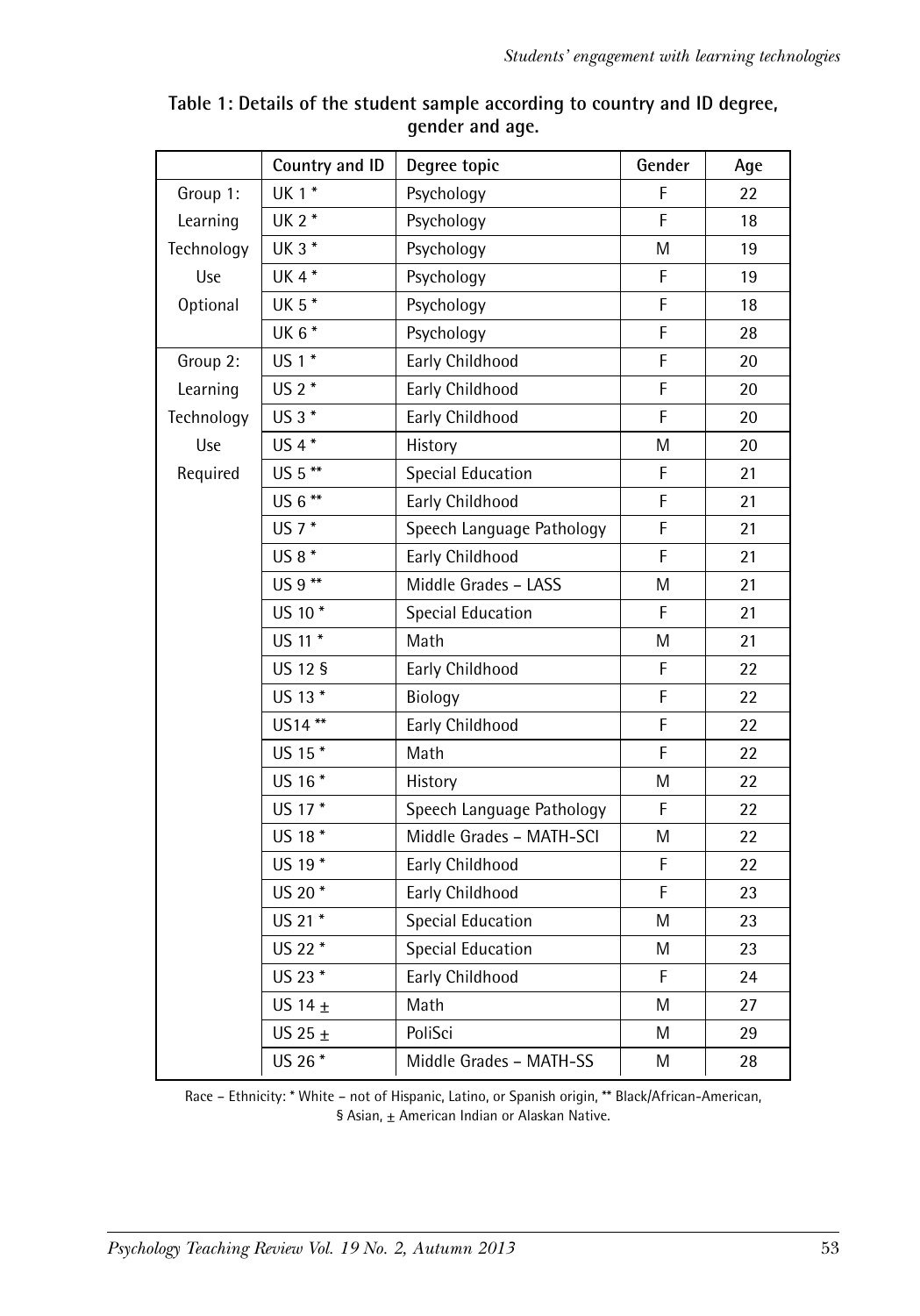**Table 1: Details of the student sample according to country and ID degree, gender and age.**

| | Country and ID | Degree topic | Gender | Age |
|---|---|---|---|---|
| Group 1: | UK 1 * | Psychology | F | 22 |
| Learning | UK 2 * | Psychology | F | 18 |
| Technology | UK 3 * | Psychology | M | 19 |
| Use | UK 4 * | Psychology | F | 19 |
| Optional | UK 5 * | Psychology | F | 18 |
| | UK 6 * | Psychology | F | 28 |
| Group 2: | US 1 * | Early Childhood | F | 20 |
| Learning | US 2 * | Early Childhood | F | 20 |
| Technology | US 3 * | Early Childhood | F | 20 |
| Use | US 4 * | History | M | 20 |
| Required | US 5 ** | Special Education | F | 21 |
| | US 6 ** | Early Childhood | F | 21 |
| | US 7 * | Speech Language Pathology | F | 21 |
| | US 8 * | Early Childhood | F | 21 |
| | US 9 ** | Middle Grades – LASS | M | 21 |
| | US 10 * | Special Education | F | 21 |
| | US 11 * | Math | M | 21 |
| | US 12 § | Early Childhood | F | 22 |
| | US 13 * | Biology | F | 22 |
| | US14 ** | Early Childhood | F | 22 |
| | US 15 * | Math | F | 22 |
| | US 16 * | History | M | 22 |
| | US 17 * | Speech Language Pathology | F | 22 |
| | US 18 * | Middle Grades – MATH-SCI | M | 22 |
| | US 19 * | Early Childhood | F | 22 |
| | US 20 * | Early Childhood | F | 23 |
| | US 21 * | Special Education | M | 23 |
| | US 22 * | Special Education | M | 23 |
| | US 23 * | Early Childhood | F | 24 |
| | US 14 ± | Math | M | 27 |
| | US 25 ± | PoliSci | M | 29 |
| | US 26 * | Middle Grades – MATH-SS | M | 28 |

Race – Ethnicity: * White – not of Hispanic, Latino, or Spanish origin, ** Black/African-American, § Asian, ± American Indian or Alaskan Native.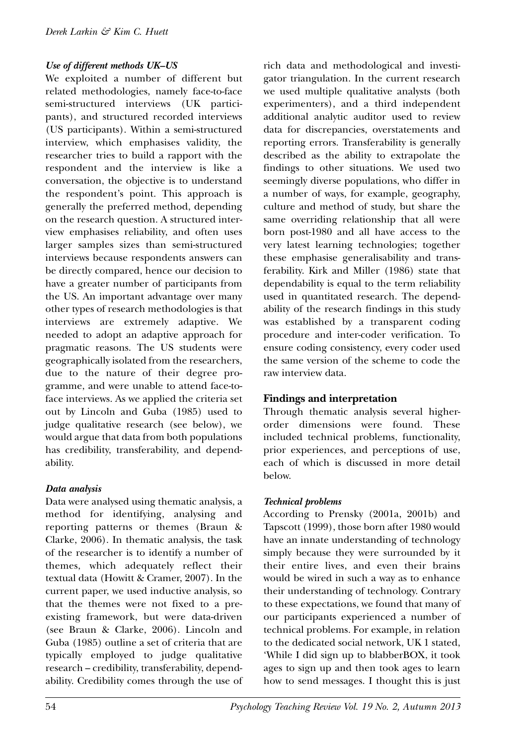### *Use of different methods UK–US*

We exploited a number of different but related methodologies, namely face-to-face semi-structured interviews (UK participants), and structured recorded interviews (US participants). Within a semi-structured interview, which emphasises validity, the researcher tries to build a rapport with the respondent and the interview is like a conversation, the objective is to understand the respondent's point. This approach is generally the preferred method, depending on the research question. A structured interview emphasises reliability, and often uses larger samples sizes than semi-structured interviews because respondents answers can be directly compared, hence our decision to have a greater number of participants from the US. An important advantage over many other types of research methodologies is that interviews are extremely adaptive. We needed to adopt an adaptive approach for pragmatic reasons. The US students were geographically isolated from the researchers, due to the nature of their degree programme, and were unable to attend face-to-face interviews. As we applied the criteria set out by Lincoln and Guba (1985) used to judge qualitative research (see below), we would argue that data from both populations has credibility, transferability, and dependability.

### *Data analysis*

Data were analysed using thematic analysis, a method for identifying, analysing and reporting patterns or themes (Braun & Clarke, 2006). In thematic analysis, the task of the researcher is to identify a number of themes, which adequately reflect their textual data (Howitt & Cramer, 2007). In the current paper, we used inductive analysis, so that the themes were not fixed to a pre-existing framework, but were data-driven (see Braun & Clarke, 2006). Lincoln and Guba (1985) outline a set of criteria that are typically employed to judge qualitative research – credibility, transferability, dependability. Credibility comes through the use of rich data and methodological and investigator triangulation. In the current research we used multiple qualitative analysts (both experimenters), and a third independent additional analytic auditor used to review data for discrepancies, overstatements and reporting errors. Transferability is generally described as the ability to extrapolate the findings to other situations. We used two seemingly diverse populations, who differ in a number of ways, for example, geography, culture and method of study, but share the same overriding relationship that all were born post-1980 and all have access to the very latest learning technologies; together these emphasise generalisability and transferability. Kirk and Miller (1986) state that dependability is equal to the term reliability used in quantitated research. The dependability of the research findings in this study was established by a transparent coding procedure and inter-coder verification. To ensure coding consistency, every coder used the same version of the scheme to code the raw interview data.

## Findings and interpretation

Through thematic analysis several higher-order dimensions were found. These included technical problems, functionality, prior experiences, and perceptions of use, each of which is discussed in more detail below.

### *Technical problems*

According to Prensky (2001a, 2001b) and Tapscott (1999), those born after 1980 would have an innate understanding of technology simply because they were surrounded by it their entire lives, and even their brains would be wired in such a way as to enhance their understanding of technology. Contrary to these expectations, we found that many of our participants experienced a number of technical problems. For example, in relation to the dedicated social network, UK 1 stated, 'While I did sign up to blabberBOX, it took ages to sign up and then took ages to learn how to send messages. I thought this is just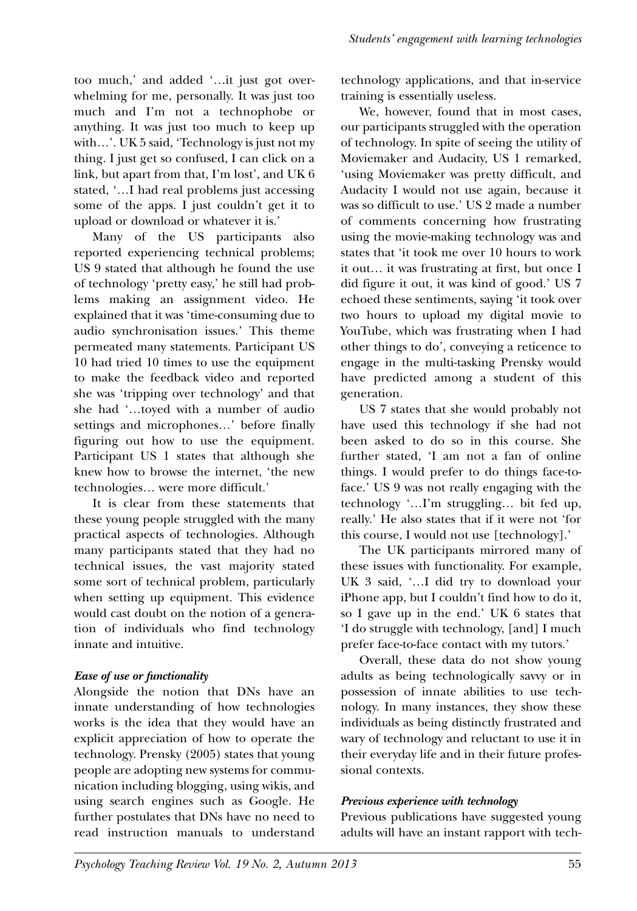too much,' and added '…it just got overwhelming for me, personally. It was just too much and I'm not a technophobe or anything. It was just too much to keep up with…'. UK 5 said, 'Technology is just not my thing. I just get so confused, I can click on a link, but apart from that, I'm lost', and UK 6 stated, '…I had real problems just accessing some of the apps. I just couldn't get it to upload or download or whatever it is.'

Many of the US participants also reported experiencing technical problems; US 9 stated that although he found the use of technology 'pretty easy,' he still had problems making an assignment video. He explained that it was 'time-consuming due to audio synchronisation issues.' This theme permeated many statements. Participant US 10 had tried 10 times to use the equipment to make the feedback video and reported she was 'tripping over technology' and that she had '…toyed with a number of audio settings and microphones…' before finally figuring out how to use the equipment. Participant US 1 states that although she knew how to browse the internet, 'the new technologies… were more difficult.'

It is clear from these statements that these young people struggled with the many practical aspects of technologies. Although many participants stated that they had no technical issues, the vast majority stated some sort of technical problem, particularly when setting up equipment. This evidence would cast doubt on the notion of a generation of individuals who find technology innate and intuitive.

### *Ease of use or functionality*

Alongside the notion that DNs have an innate understanding of how technologies works is the idea that they would have an explicit appreciation of how to operate the technology. Prensky (2005) states that young people are adopting new systems for communication including blogging, using wikis, and using search engines such as Google. He further postulates that DNs have no need to read instruction manuals to understand technology applications, and that in-service training is essentially useless.

We, however, found that in most cases, our participants struggled with the operation of technology. In spite of seeing the utility of Moviemaker and Audacity, US 1 remarked, 'using Moviemaker was pretty difficult, and Audacity I would not use again, because it was so difficult to use.' US 2 made a number of comments concerning how frustrating using the movie-making technology was and states that 'it took me over 10 hours to work it out… it was frustrating at first, but once I did figure it out, it was kind of good.' US 7 echoed these sentiments, saying 'it took over two hours to upload my digital movie to YouTube, which was frustrating when I had other things to do', conveying a reticence to engage in the multi-tasking Prensky would have predicted among a student of this generation.

US 7 states that she would probably not have used this technology if she had not been asked to do so in this course. She further stated, 'I am not a fan of online things. I would prefer to do things face-to-face.' US 9 was not really engaging with the technology '…I'm struggling… bit fed up, really.' He also states that if it were not 'for this course, I would not use [technology].'

The UK participants mirrored many of these issues with functionality. For example, UK 3 said, '…I did try to download your iPhone app, but I couldn't find how to do it, so I gave up in the end.' UK 6 states that 'I do struggle with technology, [and] I much prefer face-to-face contact with my tutors.'

Overall, these data do not show young adults as being technologically savvy or in possession of innate abilities to use technology. In many instances, they show these individuals as being distinctly frustrated and wary of technology and reluctant to use it in their everyday life and in their future professional contexts.

### *Previous experience with technology*

Previous publications have suggested young adults will have an instant rapport with tech-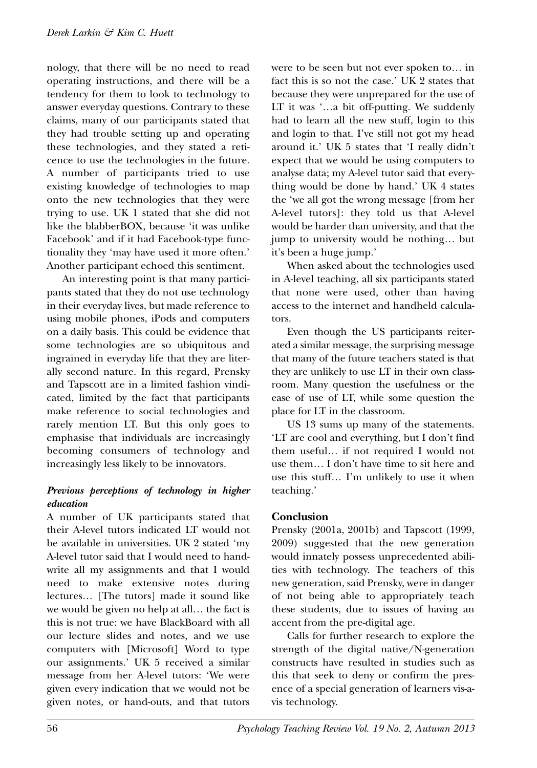nology, that there will be no need to read operating instructions, and there will be a tendency for them to look to technology to answer everyday questions. Contrary to these claims, many of our participants stated that they had trouble setting up and operating these technologies, and they stated a reticence to use the technologies in the future. A number of participants tried to use existing knowledge of technologies to map onto the new technologies that they were trying to use. UK 1 stated that she did not like the blabberBOX, because 'it was unlike Facebook' and if it had Facebook-type functionality they 'may have used it more often.' Another participant echoed this sentiment.

An interesting point is that many participants stated that they do not use technology in their everyday lives, but made reference to using mobile phones, iPods and computers on a daily basis. This could be evidence that some technologies are so ubiquitous and ingrained in everyday life that they are literally second nature. In this regard, Prensky and Tapscott are in a limited fashion vindicated, limited by the fact that participants make reference to social technologies and rarely mention LT. But this only goes to emphasise that individuals are increasingly becoming consumers of technology and increasingly less likely to be innovators.

### *Previous perceptions of technology in higher education*

A number of UK participants stated that their A-level tutors indicated LT would not be available in universities. UK 2 stated 'my A-level tutor said that I would need to handwrite all my assignments and that I would need to make extensive notes during lectures… [The tutors] made it sound like we would be given no help at all… the fact is this is not true: we have BlackBoard with all our lecture slides and notes, and we use computers with [Microsoft] Word to type our assignments.' UK 5 received a similar message from her A-level tutors: 'We were given every indication that we would not be given notes, or hand-outs, and that tutors were to be seen but not ever spoken to… in fact this is so not the case.' UK 2 states that because they were unprepared for the use of LT it was '…a bit off-putting. We suddenly had to learn all the new stuff, login to this and login to that. I've still not got my head around it.' UK 5 states that 'I really didn't expect that we would be using computers to analyse data; my A-level tutor said that everything would be done by hand.' UK 4 states the 'we all got the wrong message [from her A-level tutors]: they told us that A-level would be harder than university, and that the jump to university would be nothing… but it's been a huge jump.'

When asked about the technologies used in A-level teaching, all six participants stated that none were used, other than having access to the internet and handheld calculators.

Even though the US participants reiterated a similar message, the surprising message that many of the future teachers stated is that they are unlikely to use LT in their own classroom. Many question the usefulness or the ease of use of LT, while some question the place for LT in the classroom.

US 13 sums up many of the statements. 'LT are cool and everything, but I don't find them useful… if not required I would not use them… I don't have time to sit here and use this stuff… I'm unlikely to use it when teaching.'

## Conclusion

Prensky (2001a, 2001b) and Tapscott (1999, 2009) suggested that the new generation would innately possess unprecedented abilities with technology. The teachers of this new generation, said Prensky, were in danger of not being able to appropriately teach these students, due to issues of having an accent from the pre-digital age.

Calls for further research to explore the strength of the digital native/N-generation constructs have resulted in studies such as this that seek to deny or confirm the presence of a special generation of learners vis-a-vis technology.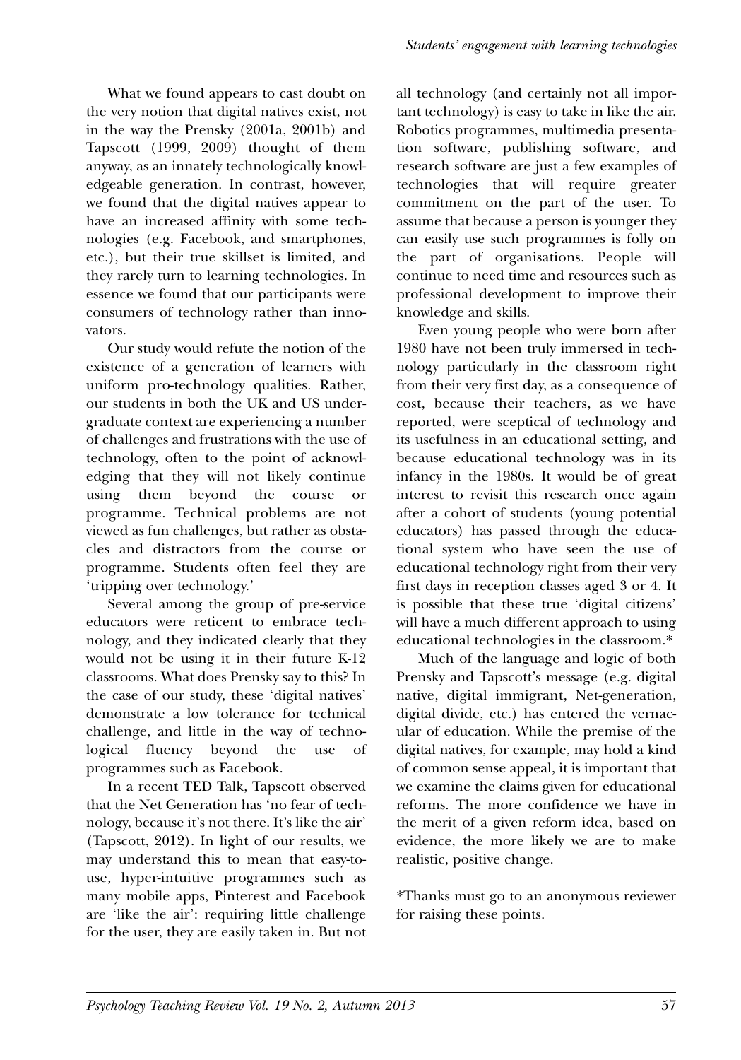What we found appears to cast doubt on the very notion that digital natives exist, not in the way the Prensky (2001a, 2001b) and Tapscott (1999, 2009) thought of them anyway, as an innately technologically knowledgeable generation. In contrast, however, we found that the digital natives appear to have an increased affinity with some technologies (e.g. Facebook, and smartphones, etc.), but their true skillset is limited, and they rarely turn to learning technologies. In essence we found that our participants were consumers of technology rather than innovators.

Our study would refute the notion of the existence of a generation of learners with uniform pro-technology qualities. Rather, our students in both the UK and US undergraduate context are experiencing a number of challenges and frustrations with the use of technology, often to the point of acknowledging that they will not likely continue using them beyond the course or programme. Technical problems are not viewed as fun challenges, but rather as obstacles and distractors from the course or programme. Students often feel they are 'tripping over technology.'

Several among the group of pre-service educators were reticent to embrace technology, and they indicated clearly that they would not be using it in their future K-12 classrooms. What does Prensky say to this? In the case of our study, these 'digital natives' demonstrate a low tolerance for technical challenge, and little in the way of technological fluency beyond the use of programmes such as Facebook.

In a recent TED Talk, Tapscott observed that the Net Generation has 'no fear of technology, because it's not there. It's like the air' (Tapscott, 2012). In light of our results, we may understand this to mean that easy-to-use, hyper-intuitive programmes such as many mobile apps, Pinterest and Facebook are 'like the air': requiring little challenge for the user, they are easily taken in. But not all technology (and certainly not all important technology) is easy to take in like the air. Robotics programmes, multimedia presentation software, publishing software, and research software are just a few examples of technologies that will require greater commitment on the part of the user. To assume that because a person is younger they can easily use such programmes is folly on the part of organisations. People will continue to need time and resources such as professional development to improve their knowledge and skills.

Even young people who were born after 1980 have not been truly immersed in technology particularly in the classroom right from their very first day, as a consequence of cost, because their teachers, as we have reported, were sceptical of technology and its usefulness in an educational setting, and because educational technology was in its infancy in the 1980s. It would be of great interest to revisit this research once again after a cohort of students (young potential educators) has passed through the educational system who have seen the use of educational technology right from their very first days in reception classes aged 3 or 4. It is possible that these true 'digital citizens' will have a much different approach to using educational technologies in the classroom.*

Much of the language and logic of both Prensky and Tapscott's message (e.g. digital native, digital immigrant, Net-generation, digital divide, etc.) has entered the vernacular of education. While the premise of the digital natives, for example, may hold a kind of common sense appeal, it is important that we examine the claims given for educational reforms. The more confidence we have in the merit of a given reform idea, based on evidence, the more likely we are to make realistic, positive change.

*Thanks must go to an anonymous reviewer for raising these points.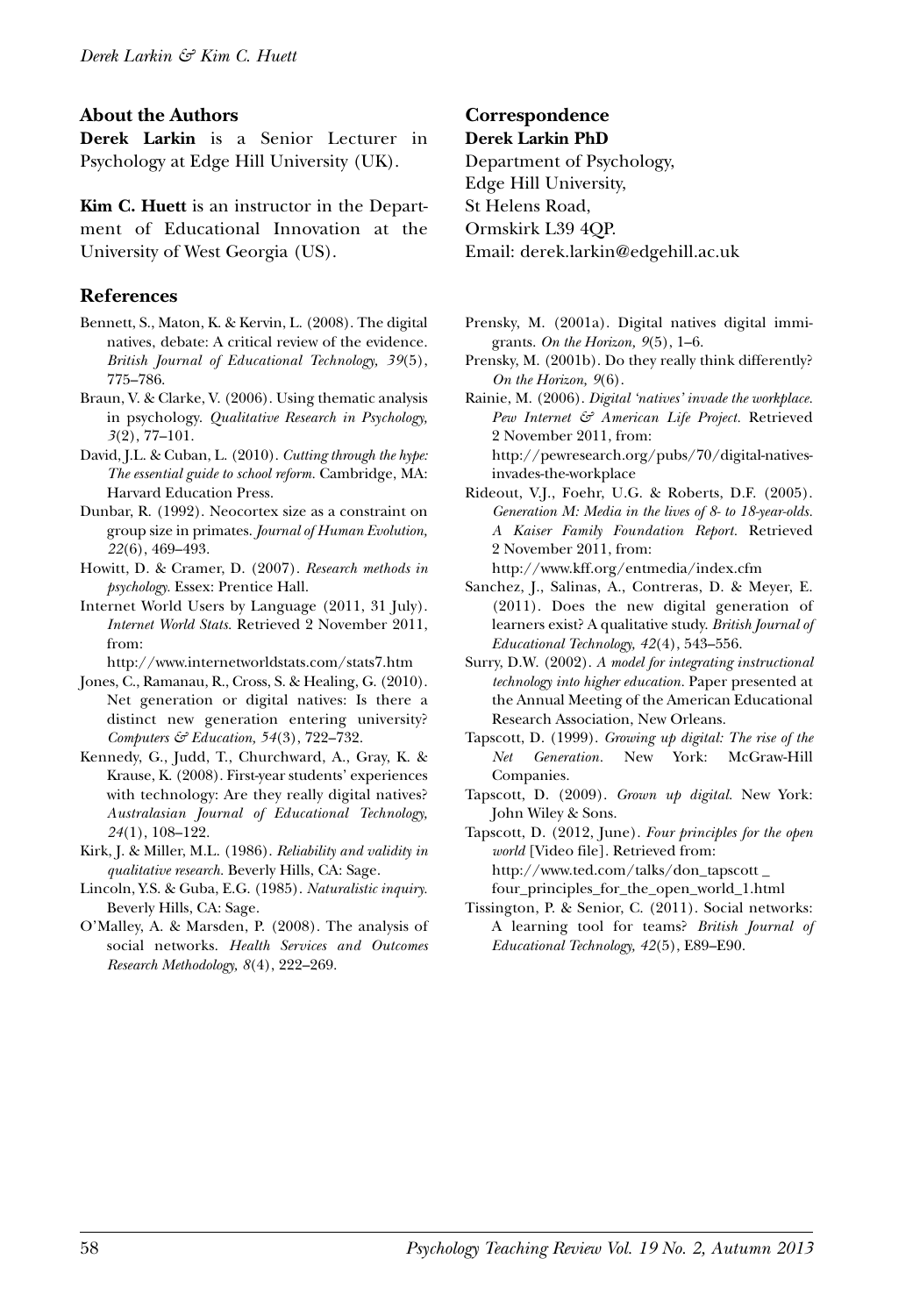## About the Authors

**Derek Larkin** is a Senior Lecturer in Psychology at Edge Hill University (UK).

**Kim C. Huett** is an instructor in the Department of Educational Innovation at the University of West Georgia (US).

## Correspondence

**Derek Larkin PhD**
Department of Psychology,
Edge Hill University,
St Helens Road,
Ormskirk L39 4QP.
Email: derek.larkin@edgehill.ac.uk

## References

Bennett, S., Maton, K. & Kervin, L. (2008). The digital natives, debate: A critical review of the evidence. *British Journal of Educational Technology, 39*(5), 775–786.

Braun, V. & Clarke, V. (2006). Using thematic analysis in psychology. *Qualitative Research in Psychology, 3*(2), 77–101.

David, J.L. & Cuban, L. (2010). *Cutting through the hype: The essential guide to school reform.* Cambridge, MA: Harvard Education Press.

Dunbar, R. (1992). Neocortex size as a constraint on group size in primates. *Journal of Human Evolution, 22*(6), 469–493.

Howitt, D. & Cramer, D. (2007). *Research methods in psychology.* Essex: Prentice Hall.

Internet World Users by Language (2011, 31 July). *Internet World Stats.* Retrieved 2 November 2011, from: http://www.internetworldstats.com/stats7.htm

Jones, C., Ramanau, R., Cross, S. & Healing, G. (2010). Net generation or digital natives: Is there a distinct new generation entering university? *Computers & Education, 54*(3), 722–732.

Kennedy, G., Judd, T., Churchward, A., Gray, K. & Krause, K. (2008). First-year students' experiences with technology: Are they really digital natives? *Australasian Journal of Educational Technology, 24*(1), 108–122.

Kirk, J. & Miller, M.L. (1986). *Reliability and validity in qualitative research.* Beverly Hills, CA: Sage.

Lincoln, Y.S. & Guba, E.G. (1985). *Naturalistic inquiry.* Beverly Hills, CA: Sage.

O'Malley, A. & Marsden, P. (2008). The analysis of social networks. *Health Services and Outcomes Research Methodology, 8*(4), 222–269.

Prensky, M. (2001a). Digital natives digital immigrants. *On the Horizon, 9*(5), 1–6.

Prensky, M. (2001b). Do they really think differently? *On the Horizon, 9*(6).

Rainie, M. (2006). *Digital 'natives' invade the workplace. Pew Internet & American Life Project.* Retrieved 2 November 2011, from: http://pewresearch.org/pubs/70/digital-natives-invades-the-workplace

Rideout, V.J., Foehr, U.G. & Roberts, D.F. (2005). *Generation M: Media in the lives of 8- to 18-year-olds. A Kaiser Family Foundation Report.* Retrieved 2 November 2011, from: http://www.kff.org/entmedia/index.cfm

Sanchez, J., Salinas, A., Contreras, D. & Meyer, E. (2011). Does the new digital generation of learners exist? A qualitative study. *British Journal of Educational Technology, 42*(4), 543–556.

Surry, D.W. (2002). *A model for integrating instructional technology into higher education.* Paper presented at the Annual Meeting of the American Educational Research Association, New Orleans.

Tapscott, D. (1999). *Growing up digital: The rise of the Net Generation.* New York: McGraw-Hill Companies.

Tapscott, D. (2009). *Grown up digital.* New York: John Wiley & Sons.

Tapscott, D. (2012, June). *Four principles for the open world* [Video file]. Retrieved from: http://www.ted.com/talks/don_tapscott_four_principles_for_the_open_world_1.html

Tissington, P. & Senior, C. (2011). Social networks: A learning tool for teams? *British Journal of Educational Technology, 42*(5), E89–E90.